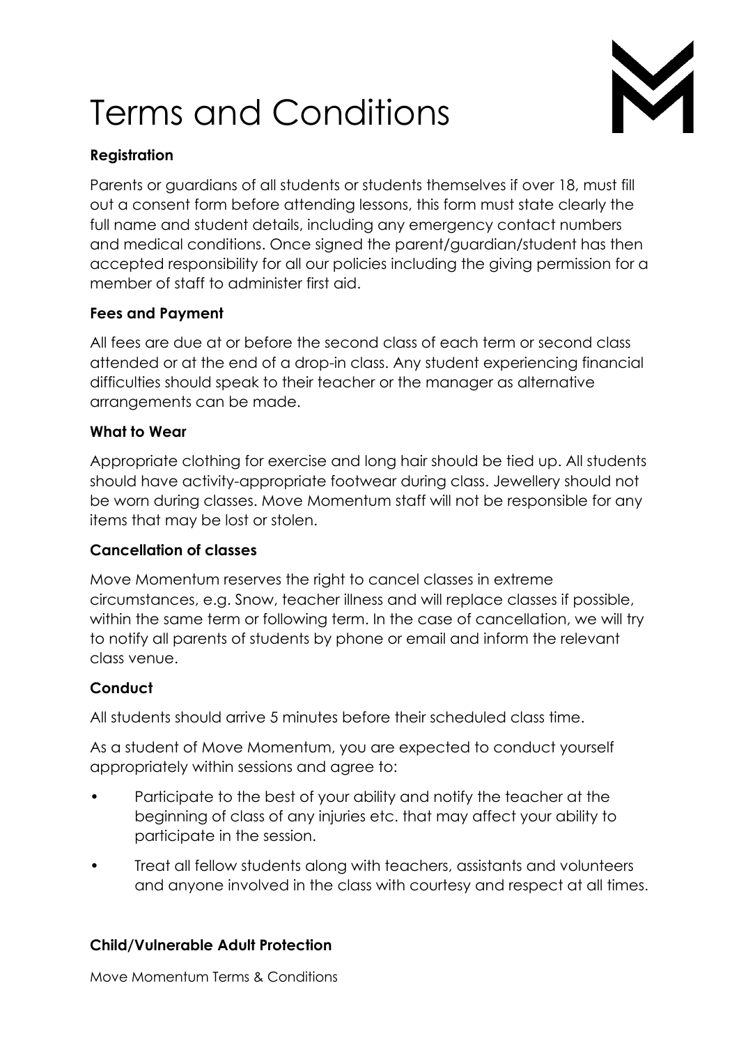# Terms and Conditions

**Registration**

Parents or guardians of all students or students themselves if over 18, must fill out a consent form before attending lessons, this form must state clearly the full name and student details, including any emergency contact numbers and medical conditions. Once signed the parent/guardian/student has then accepted responsibility for all our policies including the giving permission for a member of staff to administer first aid.

**Fees and Payment**

All fees are due at or before the second class of each term or second class attended or at the end of a drop-in class. Any student experiencing financial difficulties should speak to their teacher or the manager as alternative arrangements can be made.

**What to Wear**

Appropriate clothing for exercise and long hair should be tied up. All students should have activity-appropriate footwear during class. Jewellery should not be worn during classes. Move Momentum staff will not be responsible for any items that may be lost or stolen.

**Cancellation of classes**

Move Momentum reserves the right to cancel classes in extreme circumstances, e.g. Snow, teacher illness and will replace classes if possible, within the same term or following term. In the case of cancellation, we will try to notify all parents of students by phone or email and inform the relevant class venue.

**Conduct**

All students should arrive 5 minutes before their scheduled class time.

As a student of Move Momentum, you are expected to conduct yourself appropriately within sessions and agree to:

- Participate to the best of your ability and notify the teacher at the beginning of class of any injuries etc. that may affect your ability to participate in the session.
- Treat all fellow students along with teachers, assistants and volunteers and anyone involved in the class with courtesy and respect at all times.

**Child/Vulnerable Adult Protection**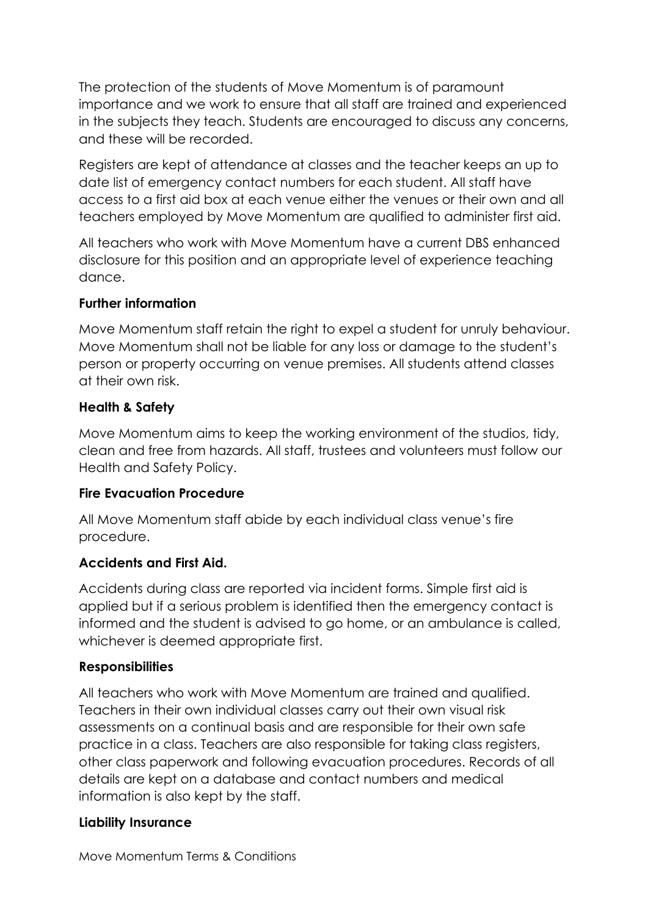The protection of the students of Move Momentum is of paramount importance and we work to ensure that all staff are trained and experienced in the subjects they teach. Students are encouraged to discuss any concerns, and these will be recorded.

Registers are kept of attendance at classes and the teacher keeps an up to date list of emergency contact numbers for each student. All staff have access to a first aid box at each venue either the venues or their own and all teachers employed by Move Momentum are qualified to administer first aid.

All teachers who work with Move Momentum have a current DBS enhanced disclosure for this position and an appropriate level of experience teaching dance.

**Further information**

Move Momentum staff retain the right to expel a student for unruly behaviour. Move Momentum shall not be liable for any loss or damage to the student's person or property occurring on venue premises. All students attend classes at their own risk.

**Health & Safety**

Move Momentum aims to keep the working environment of the studios, tidy, clean and free from hazards. All staff, trustees and volunteers must follow our Health and Safety Policy.

**Fire Evacuation Procedure**

All Move Momentum staff abide by each individual class venue's fire procedure.

**Accidents and First Aid.**

Accidents during class are reported via incident forms. Simple first aid is applied but if a serious problem is identified then the emergency contact is informed and the student is advised to go home, or an ambulance is called, whichever is deemed appropriate first.

**Responsibilities**

All teachers who work with Move Momentum are trained and qualified. Teachers in their own individual classes carry out their own visual risk assessments on a continual basis and are responsible for their own safe practice in a class. Teachers are also responsible for taking class registers, other class paperwork and following evacuation procedures. Records of all details are kept on a database and contact numbers and medical information is also kept by the staff.

**Liability Insurance**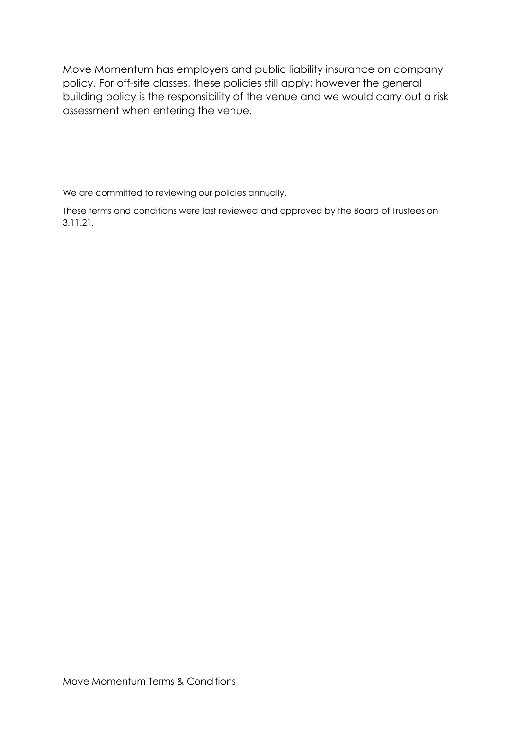Move Momentum has employers and public liability insurance on company policy. For off-site classes, these policies still apply; however the general building policy is the responsibility of the venue and we would carry out a risk assessment when entering the venue.

We are committed to reviewing our policies annually.

These terms and conditions were last reviewed and approved by the Board of Trustees on 3.11.21.